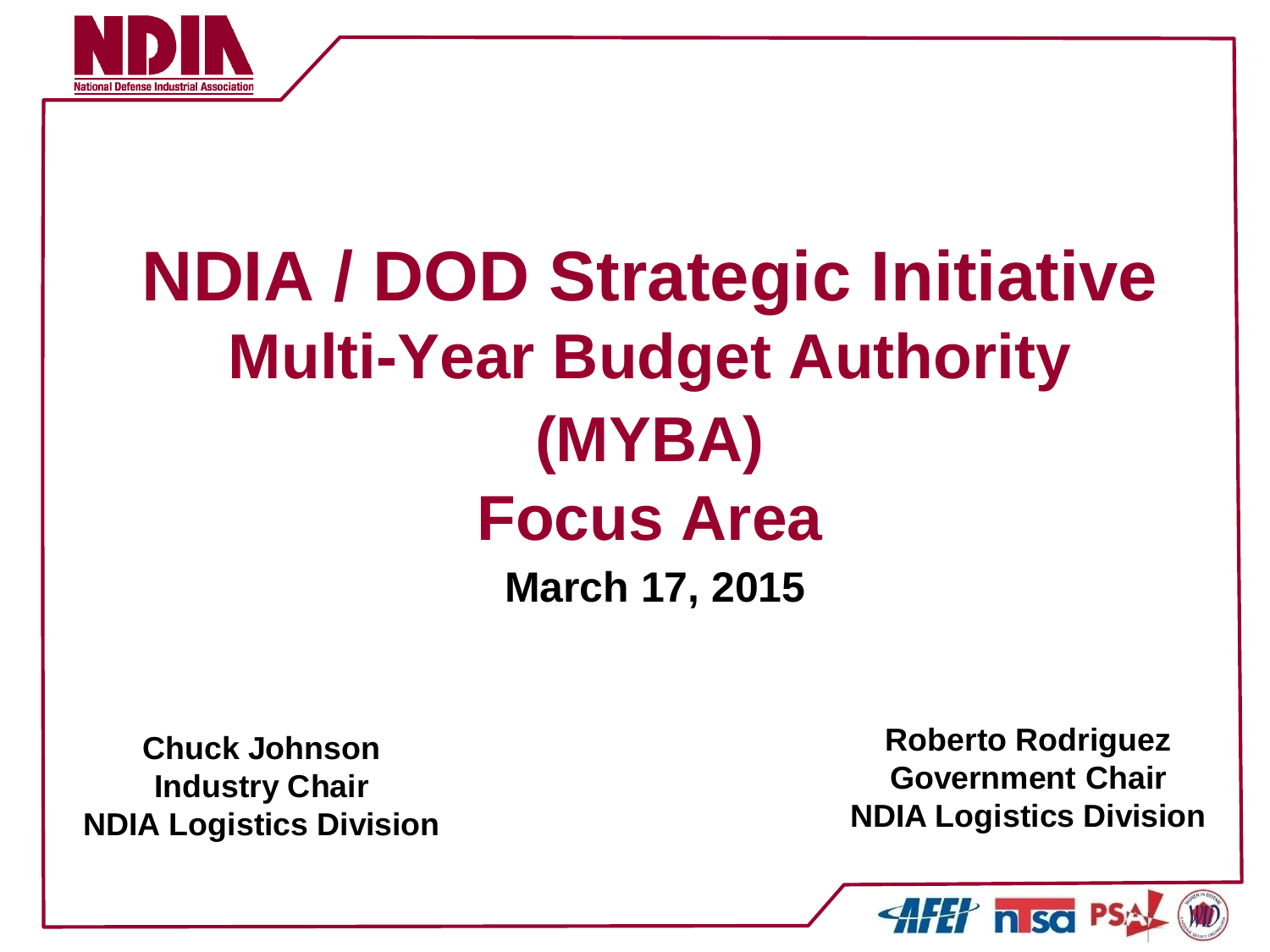# NDIA / DOD Strategic Initiative

## Multi-Year Budget Authority (MYBA) Focus Area

**March 17, 2015**

**Chuck Johnson**
**Industry Chair**
**NDIA Logistics Division**

**Roberto Rodriguez**
**Government Chair**
**NDIA Logistics Division**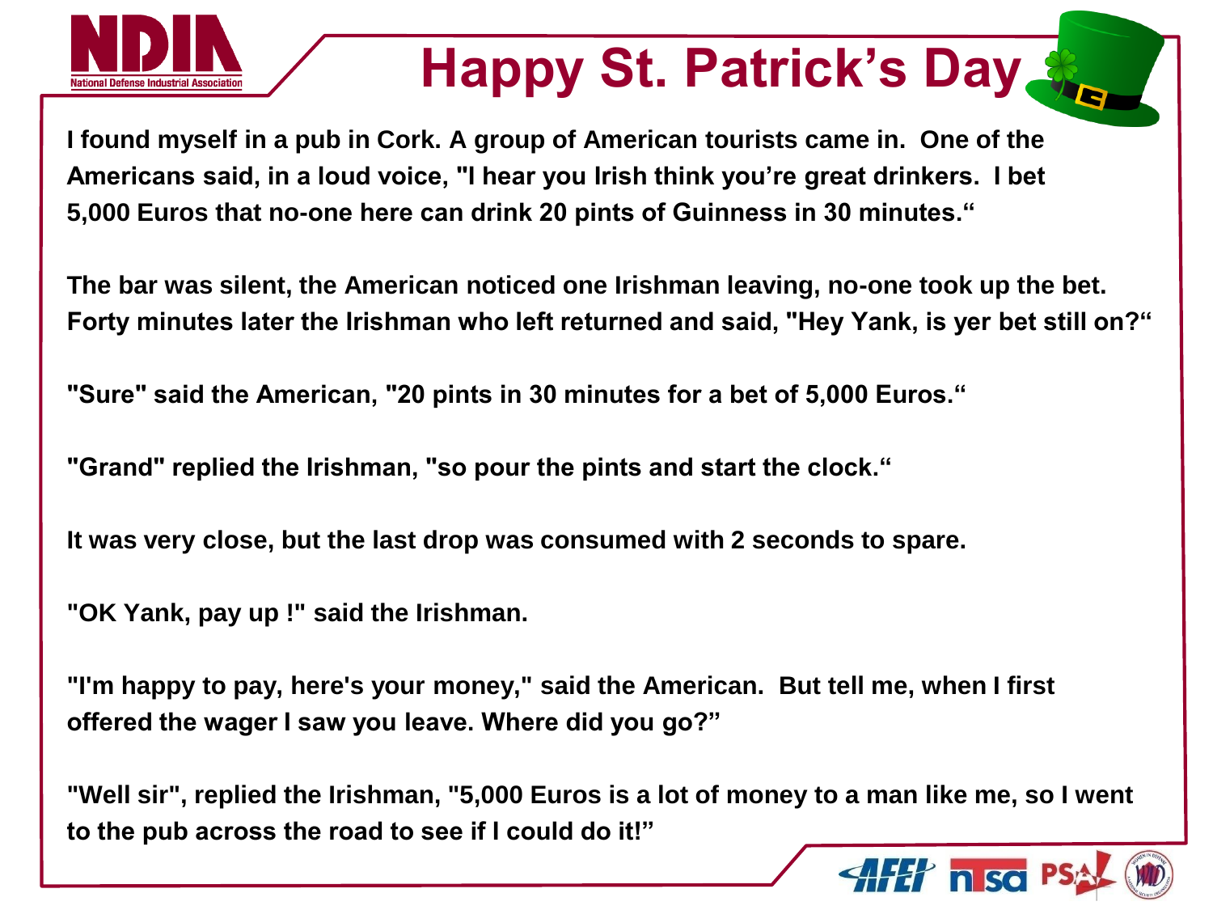# Happy St. Patrick's Day

**I found myself in a pub in Cork. A group of American tourists came in. One of the Americans said, in a loud voice, "I hear you Irish think you're great drinkers. I bet 5,000 Euros that no-one here can drink 20 pints of Guinness in 30 minutes."**

**The bar was silent, the American noticed one Irishman leaving, no-one took up the bet. Forty minutes later the Irishman who left returned and said, "Hey Yank, is yer bet still on?"**

**"Sure" said the American, "20 pints in 30 minutes for a bet of 5,000 Euros."**

**"Grand" replied the Irishman, "so pour the pints and start the clock."**

**It was very close, but the last drop was consumed with 2 seconds to spare.**

**"OK Yank, pay up !" said the Irishman.**

**"I'm happy to pay, here's your money," said the American. But tell me, when I first offered the wager I saw you leave. Where did you go?"**

**"Well sir", replied the Irishman, "5,000 Euros is a lot of money to a man like me, so I went to the pub across the road to see if I could do it!"**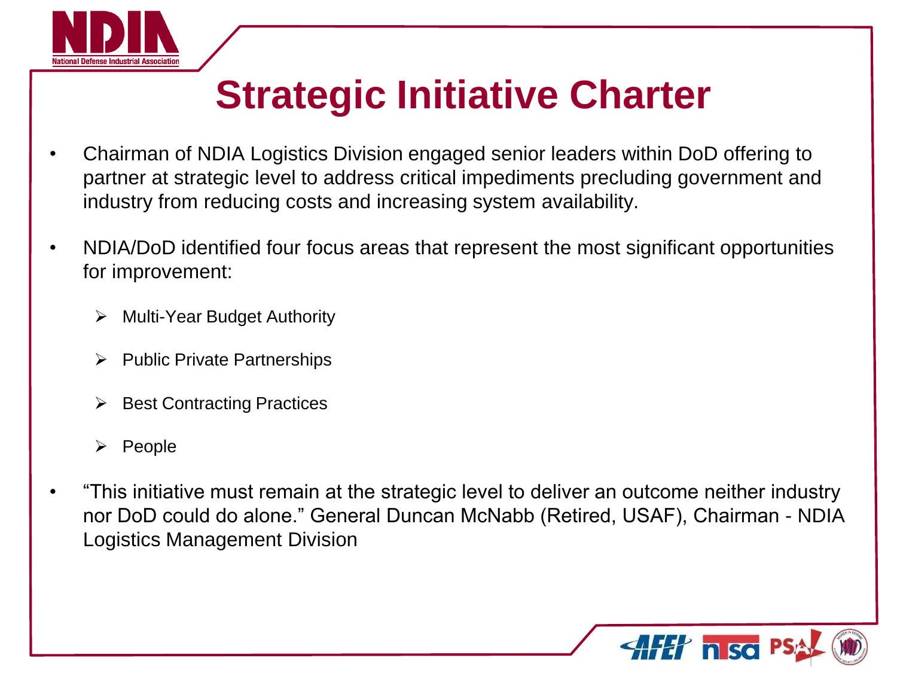# Strategic Initiative Charter

- Chairman of NDIA Logistics Division engaged senior leaders within DoD offering to partner at strategic level to address critical impediments precluding government and industry from reducing costs and increasing system availability.
- NDIA/DoD identified four focus areas that represent the most significant opportunities for improvement:
  - Multi-Year Budget Authority
  - Public Private Partnerships
  - Best Contracting Practices
  - People
- "This initiative must remain at the strategic level to deliver an outcome neither industry nor DoD could do alone." General Duncan McNabb (Retired, USAF), Chairman - NDIA Logistics Management Division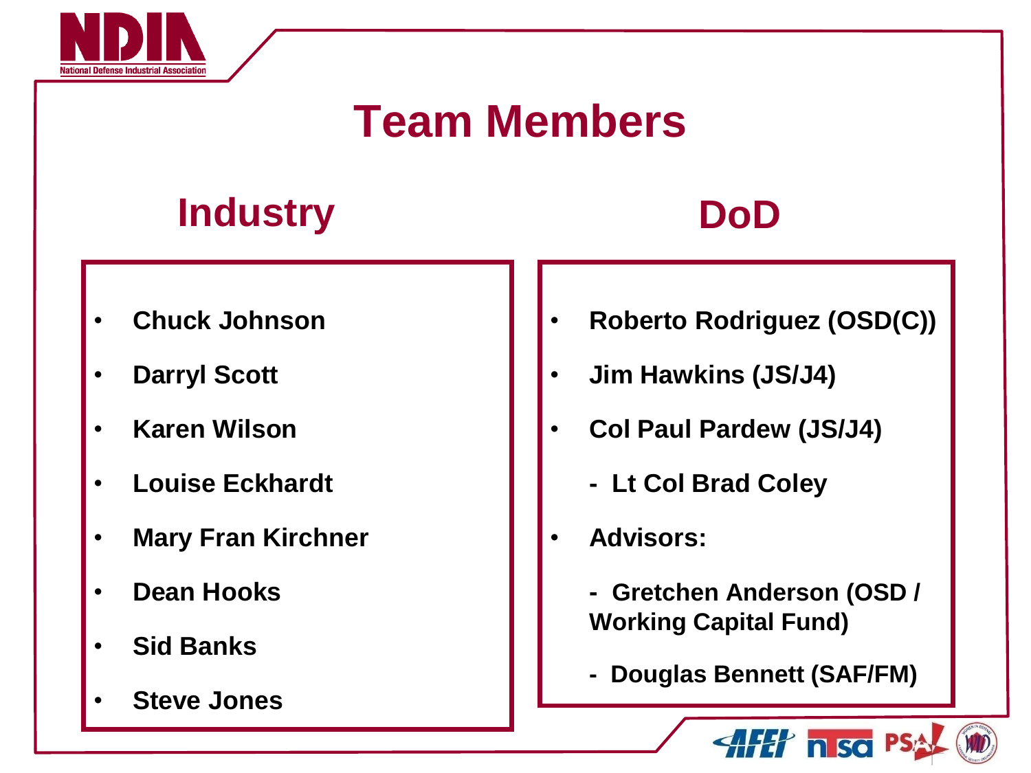# Team Members

## Industry

- Chuck Johnson
- Darryl Scott
- Karen Wilson
- Louise Eckhardt
- Mary Fran Kirchner
- Dean Hooks
- Sid Banks
- Steve Jones

## DoD

- Roberto Rodriguez (OSD(C))
- Jim Hawkins (JS/J4)
- Col Paul Pardew (JS/J4)
  - Lt Col Brad Coley
- Advisors:
  - Gretchen Anderson (OSD / Working Capital Fund)
  - Douglas Bennett (SAF/FM)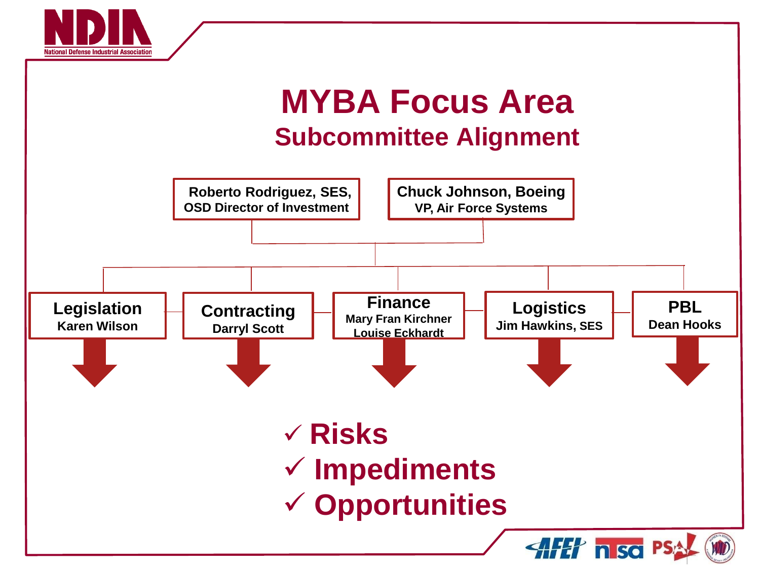# MYBA Focus Area

## Subcommittee Alignment

**Roberto Rodriguez, SES, OSD Director of Investment**

**Chuck Johnson, Boeing VP, Air Force Systems**

- **Legislation** – Karen Wilson
- **Contracting** – Darryl Scott
- **Finance** – Mary Fran Kirchner, Louise Eckhardt
- **Logistics** – Jim Hawkins, SES
- **PBL** – Dean Hooks

✓ Risks
✓ Impediments
✓ Opportunities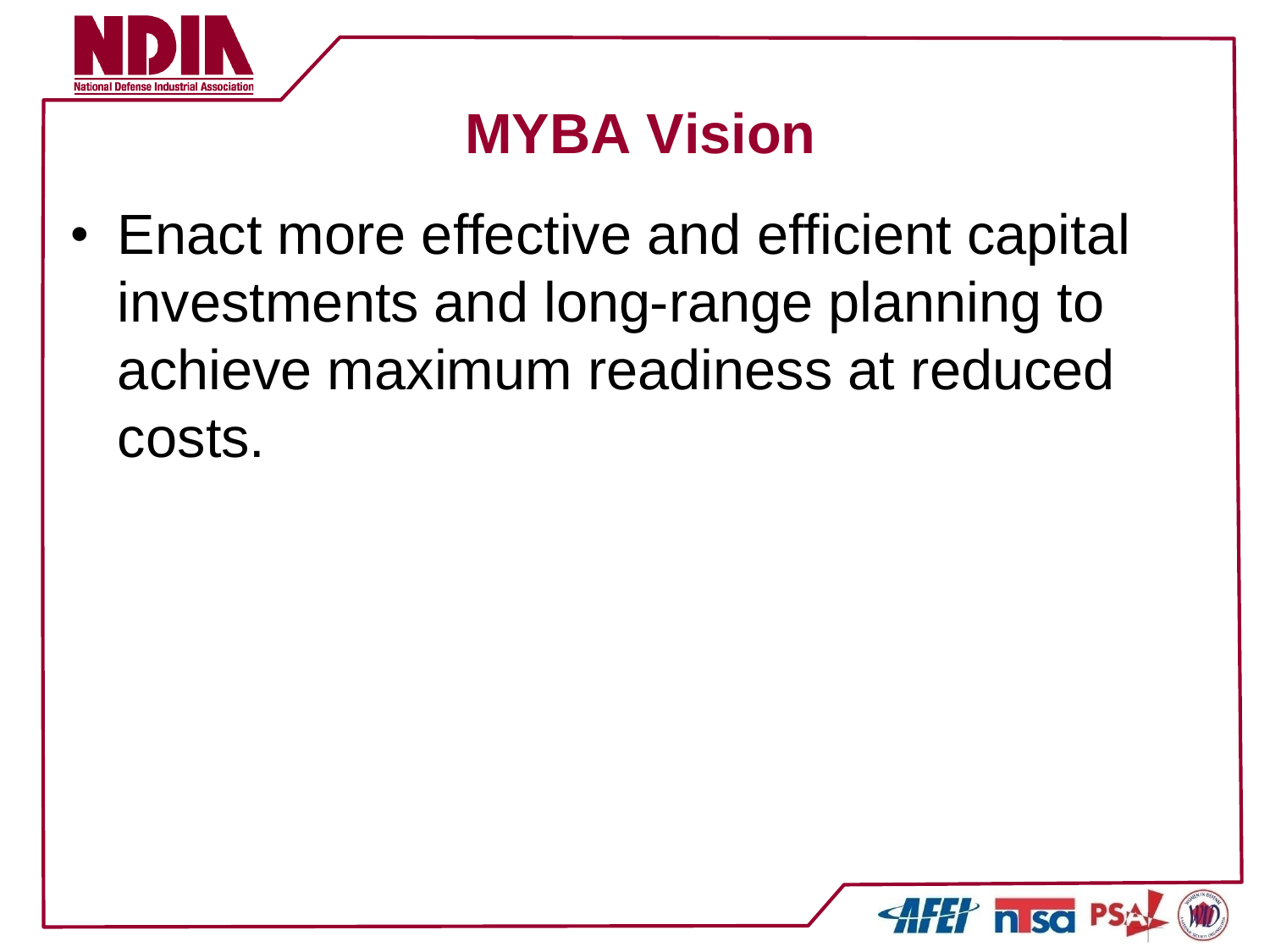# MYBA Vision

- Enact more effective and efficient capital investments and long-range planning to achieve maximum readiness at reduced costs.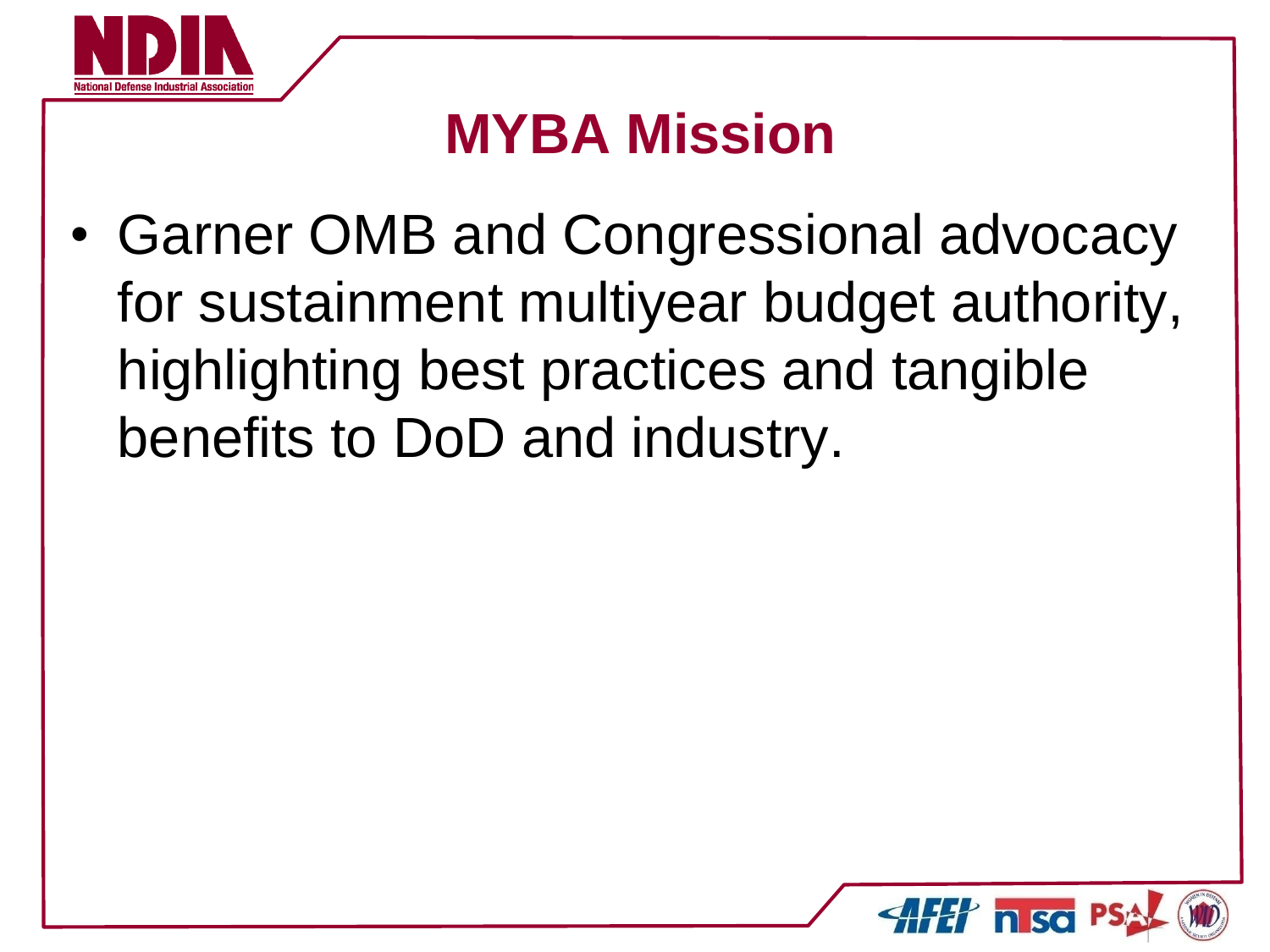# MYBA Mission

- Garner OMB and Congressional advocacy for sustainment multiyear budget authority, highlighting best practices and tangible benefits to DoD and industry.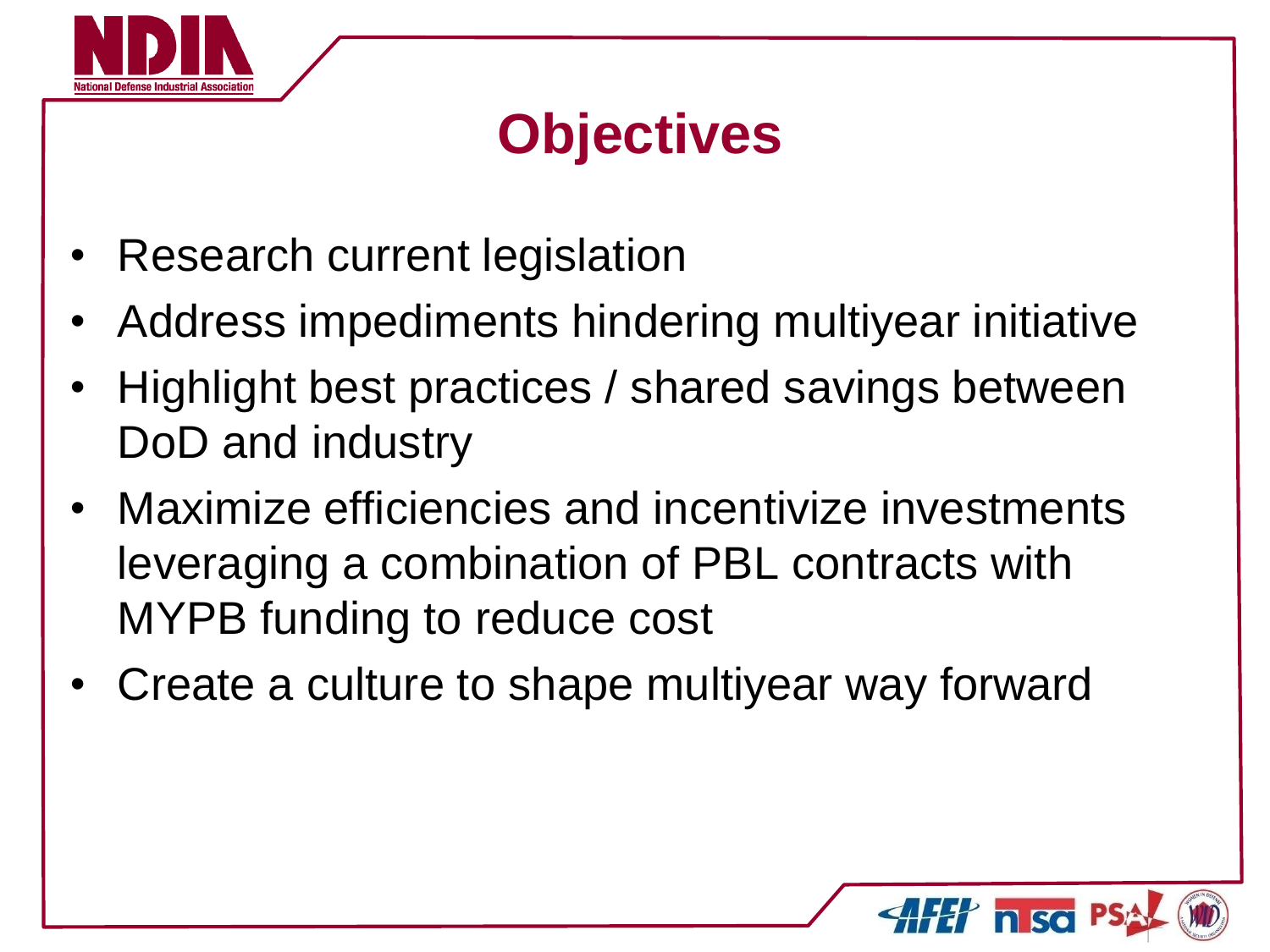# Objectives

- Research current legislation
- Address impediments hindering multiyear initiative
- Highlight best practices / shared savings between DoD and industry
- Maximize efficiencies and incentivize investments leveraging a combination of PBL contracts with MYPB funding to reduce cost
- Create a culture to shape multiyear way forward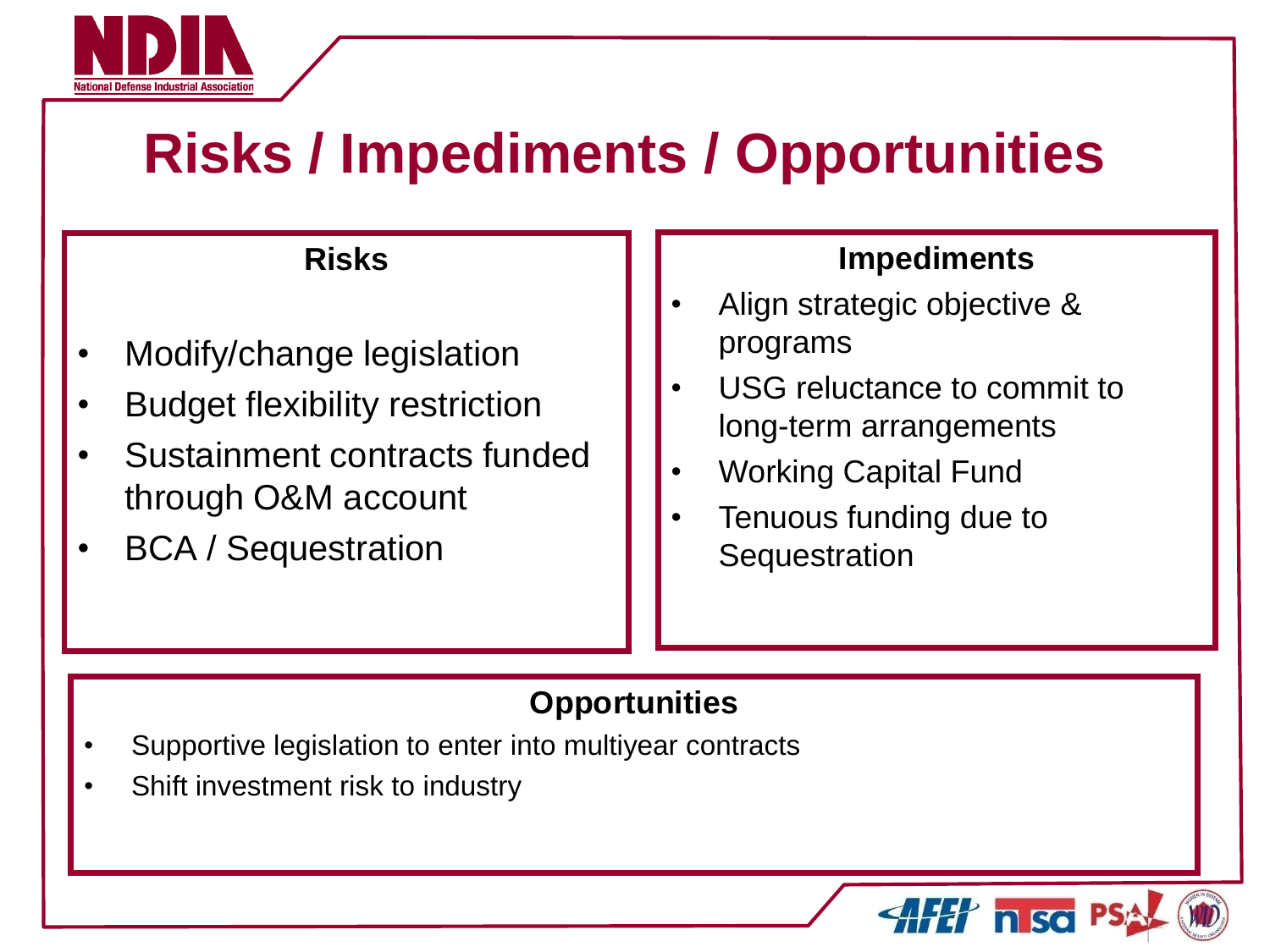# Risks / Impediments / Opportunities

## Risks

- Modify/change legislation
- Budget flexibility restriction
- Sustainment contracts funded through O&M account
- BCA / Sequestration

## Impediments

- Align strategic objective & programs
- USG reluctance to commit to long-term arrangements
- Working Capital Fund
- Tenuous funding due to Sequestration

## Opportunities

- Supportive legislation to enter into multiyear contracts
- Shift investment risk to industry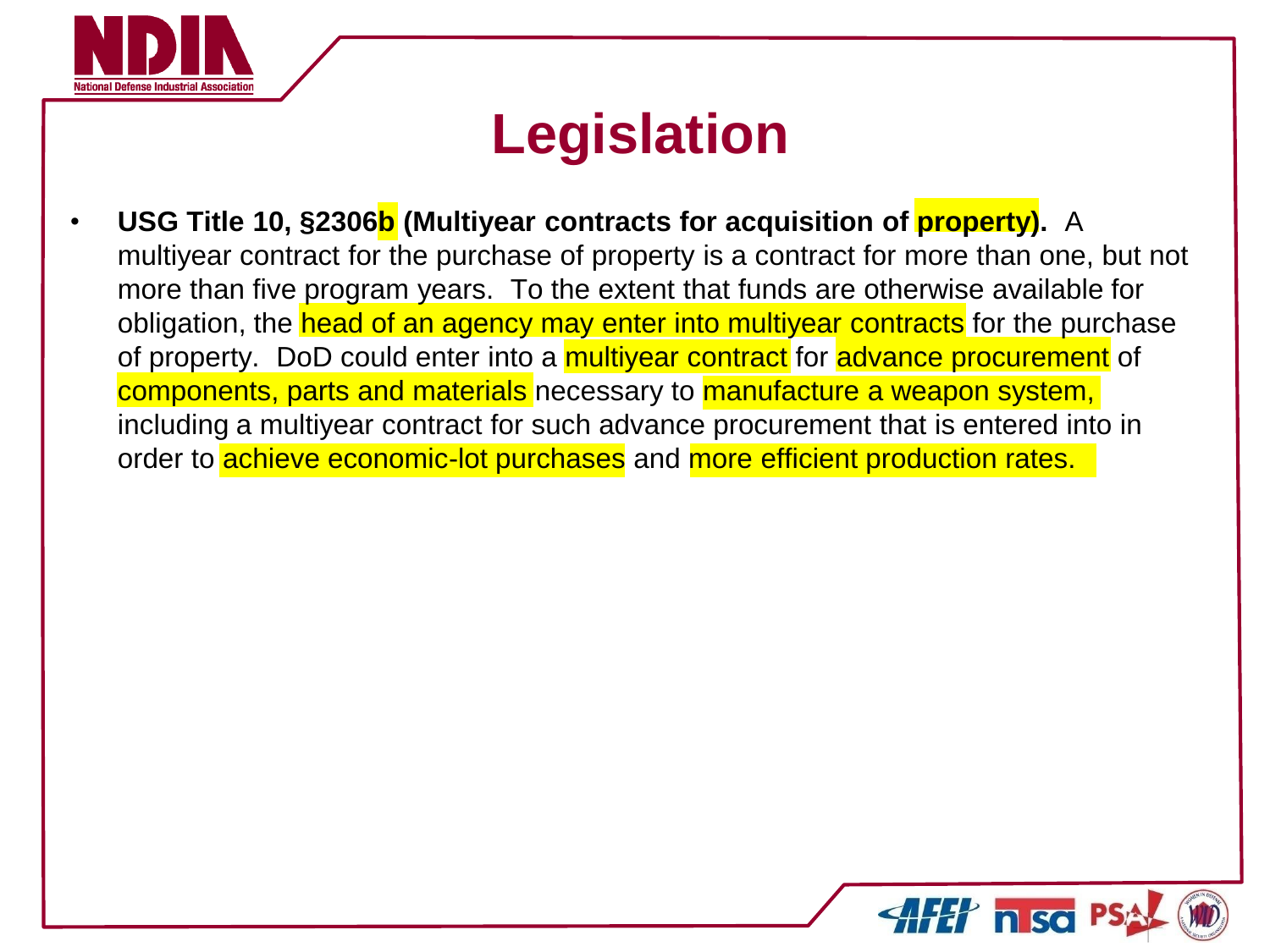# Legislation

- **USG Title 10, §2306b (Multiyear contracts for acquisition of property).** A multiyear contract for the purchase of property is a contract for more than one, but not more than five program years. To the extent that funds are otherwise available for obligation, the head of an agency may enter into multiyear contracts for the purchase of property. DoD could enter into a multiyear contract for advance procurement of components, parts and materials necessary to manufacture a weapon system, including a multiyear contract for such advance procurement that is entered into in order to achieve economic-lot purchases and more efficient production rates.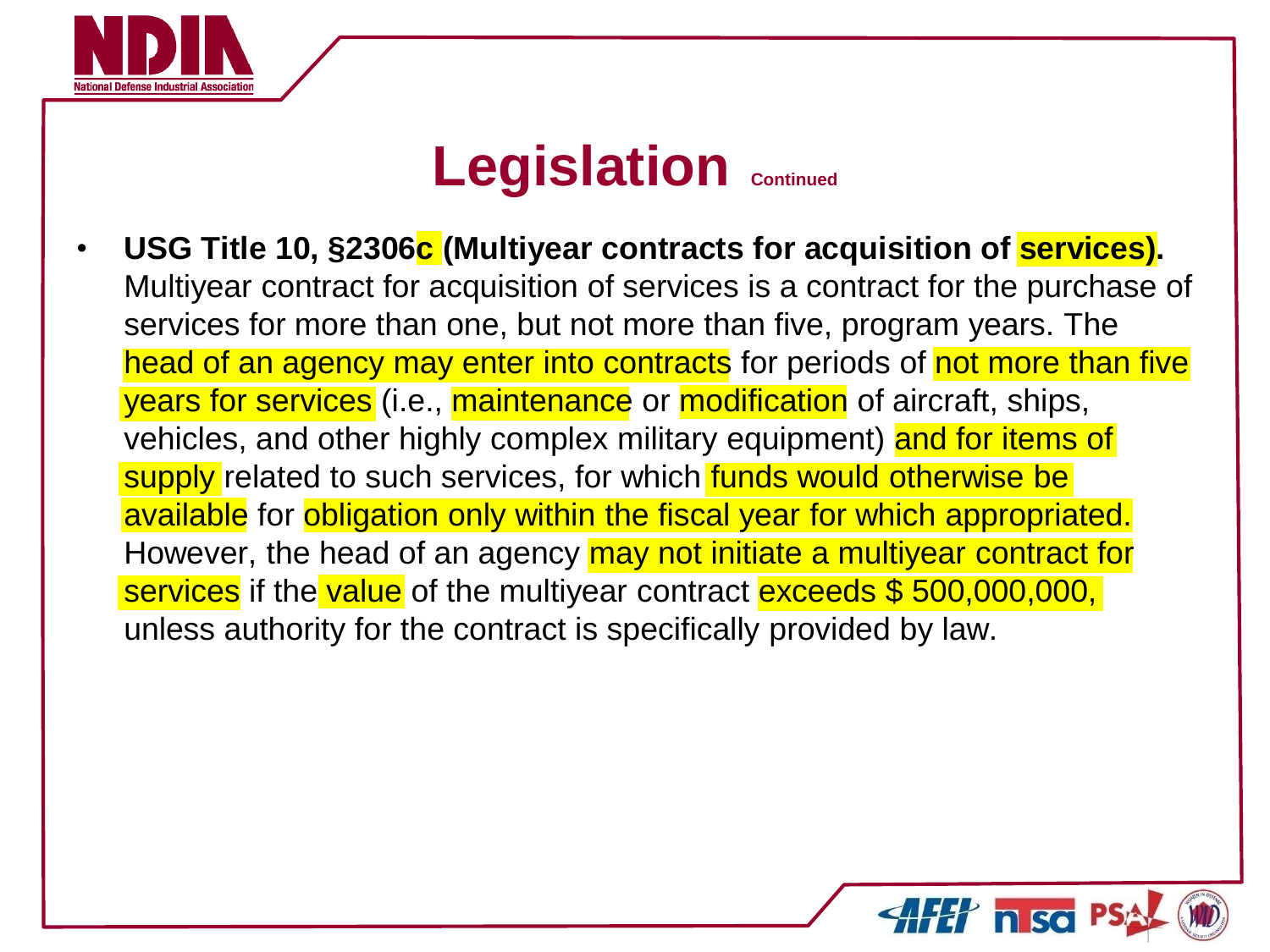# Legislation Continued

- **USG Title 10, §2306c (Multiyear contracts for acquisition of services).** Multiyear contract for acquisition of services is a contract for the purchase of services for more than one, but not more than five, program years. The head of an agency may enter into contracts for periods of not more than five years for services (i.e., maintenance or modification of aircraft, ships, vehicles, and other highly complex military equipment) and for items of supply related to such services, for which funds would otherwise be available for obligation only within the fiscal year for which appropriated. However, the head of an agency may not initiate a multiyear contract for services if the value of the multiyear contract exceeds $ 500,000,000, unless authority for the contract is specifically provided by law.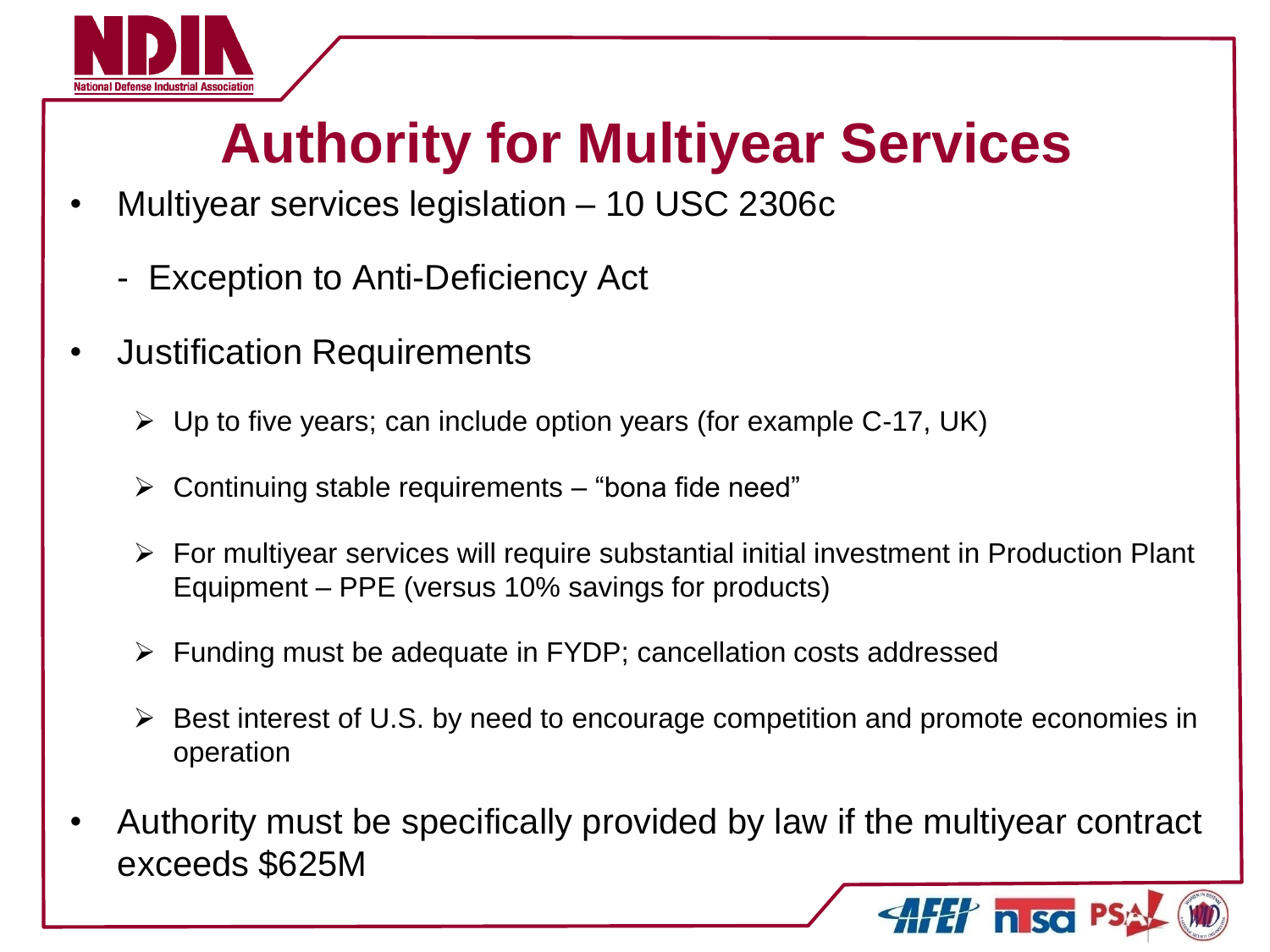# Authority for Multiyear Services

- Multiyear services legislation – 10 USC 2306c
  - Exception to Anti-Deficiency Act
- Justification Requirements
  - Up to five years; can include option years (for example C-17, UK)
  - Continuing stable requirements – "bona fide need"
  - For multiyear services will require substantial initial investment in Production Plant Equipment – PPE (versus 10% savings for products)
  - Funding must be adequate in FYDP; cancellation costs addressed
  - Best interest of U.S. by need to encourage competition and promote economies in operation
- Authority must be specifically provided by law if the multiyear contract exceeds $625M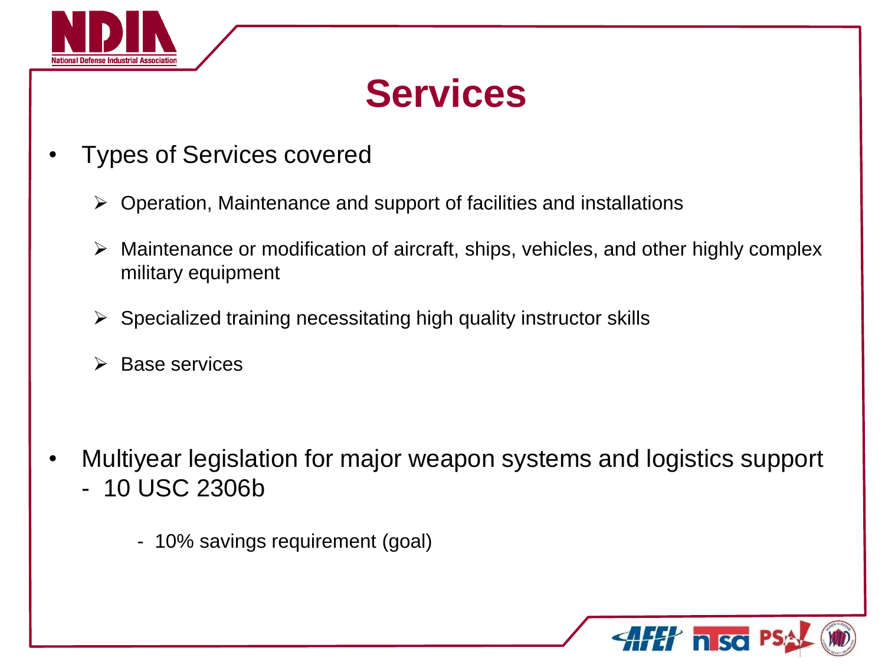# Services

- Types of Services covered
  - Operation, Maintenance and support of facilities and installations
  - Maintenance or modification of aircraft, ships, vehicles, and other highly complex military equipment
  - Specialized training necessitating high quality instructor skills
  - Base services

- Multiyear legislation for major weapon systems and logistics support - 10 USC 2306b
  - 10% savings requirement (goal)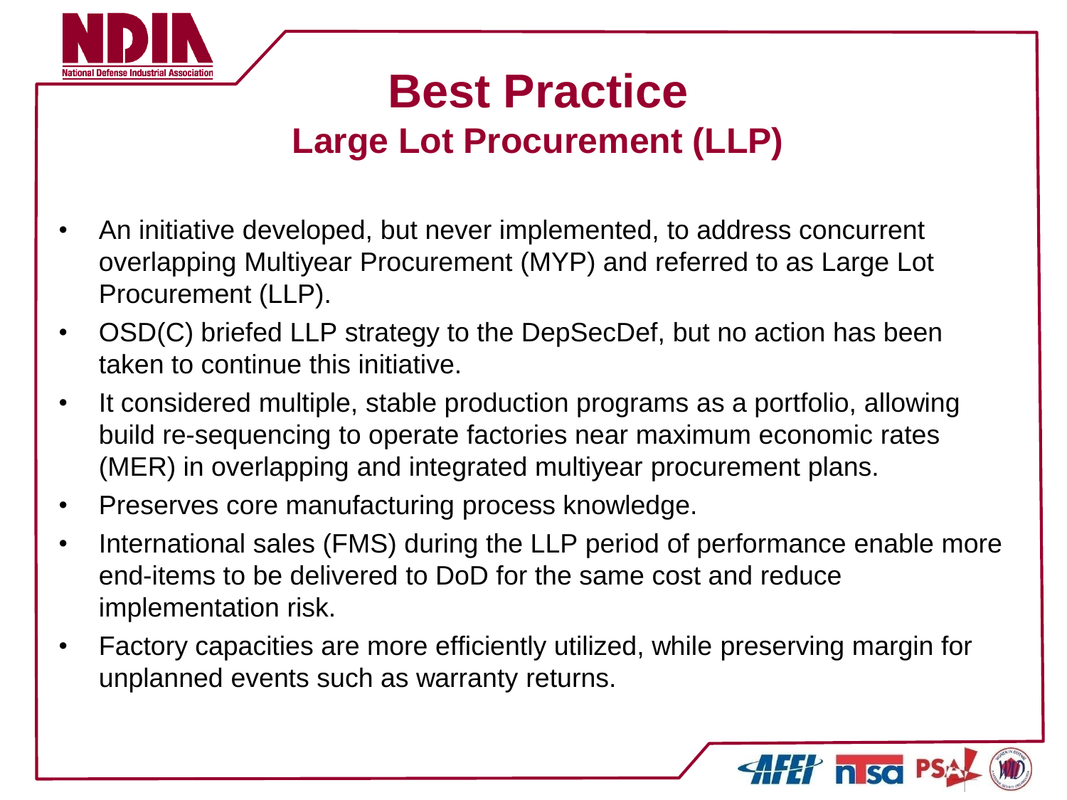# Best Practice

## Large Lot Procurement (LLP)

- An initiative developed, but never implemented, to address concurrent overlapping Multiyear Procurement (MYP) and referred to as Large Lot Procurement (LLP).
- OSD(C) briefed LLP strategy to the DepSecDef, but no action has been taken to continue this initiative.
- It considered multiple, stable production programs as a portfolio, allowing build re-sequencing to operate factories near maximum economic rates (MER) in overlapping and integrated multiyear procurement plans.
- Preserves core manufacturing process knowledge.
- International sales (FMS) during the LLP period of performance enable more end-items to be delivered to DoD for the same cost and reduce implementation risk.
- Factory capacities are more efficiently utilized, while preserving margin for unplanned events such as warranty returns.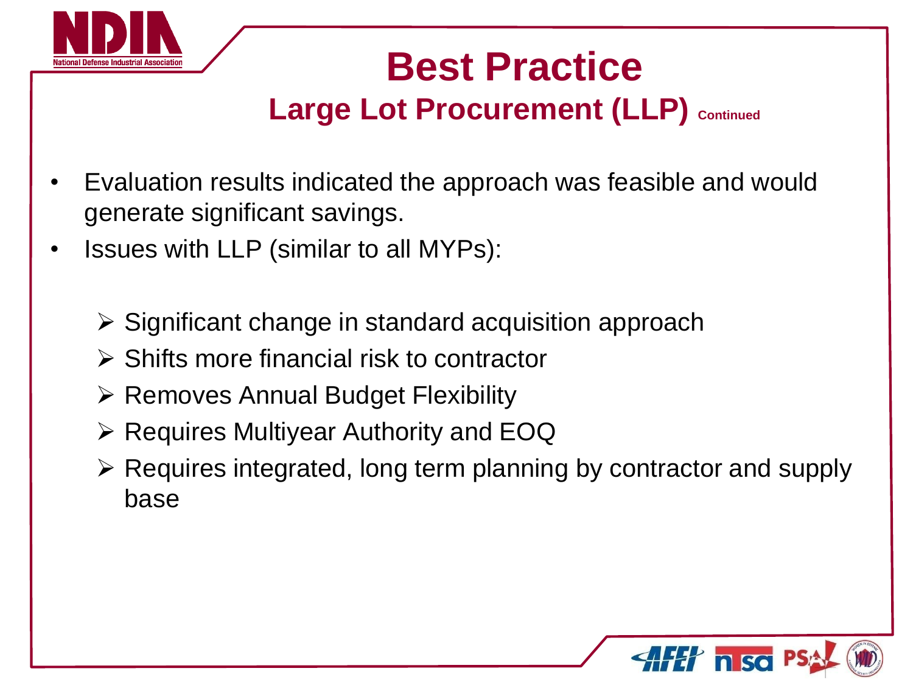# Best Practice

## Large Lot Procurement (LLP) Continued

- Evaluation results indicated the approach was feasible and would generate significant savings.
- Issues with LLP (similar to all MYPs):
  - Significant change in standard acquisition approach
  - Shifts more financial risk to contractor
  - Removes Annual Budget Flexibility
  - Requires Multiyear Authority and EOQ
  - Requires integrated, long term planning by contractor and supply base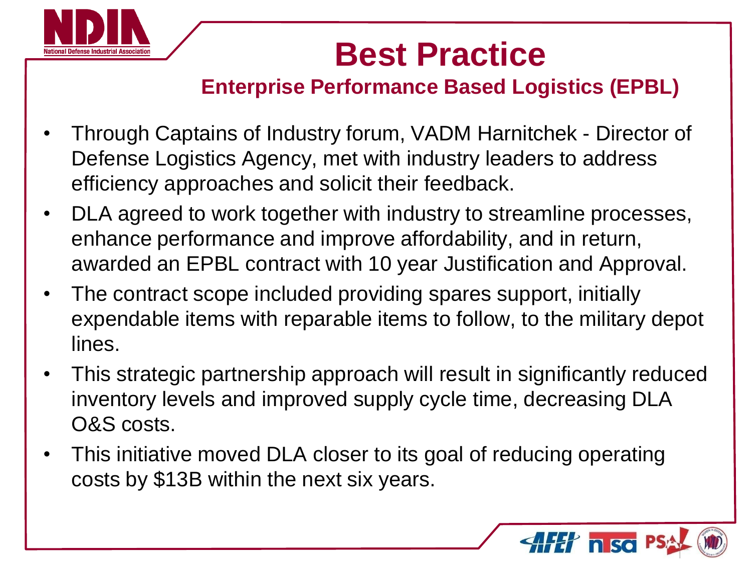# Best Practice

## Enterprise Performance Based Logistics (EPBL)

- Through Captains of Industry forum, VADM Harnitchek - Director of Defense Logistics Agency, met with industry leaders to address efficiency approaches and solicit their feedback.
- DLA agreed to work together with industry to streamline processes, enhance performance and improve affordability, and in return, awarded an EPBL contract with 10 year Justification and Approval.
- The contract scope included providing spares support, initially expendable items with reparable items to follow, to the military depot lines.
- This strategic partnership approach will result in significantly reduced inventory levels and improved supply cycle time, decreasing DLA O&S costs.
- This initiative moved DLA closer to its goal of reducing operating costs by $13B within the next six years.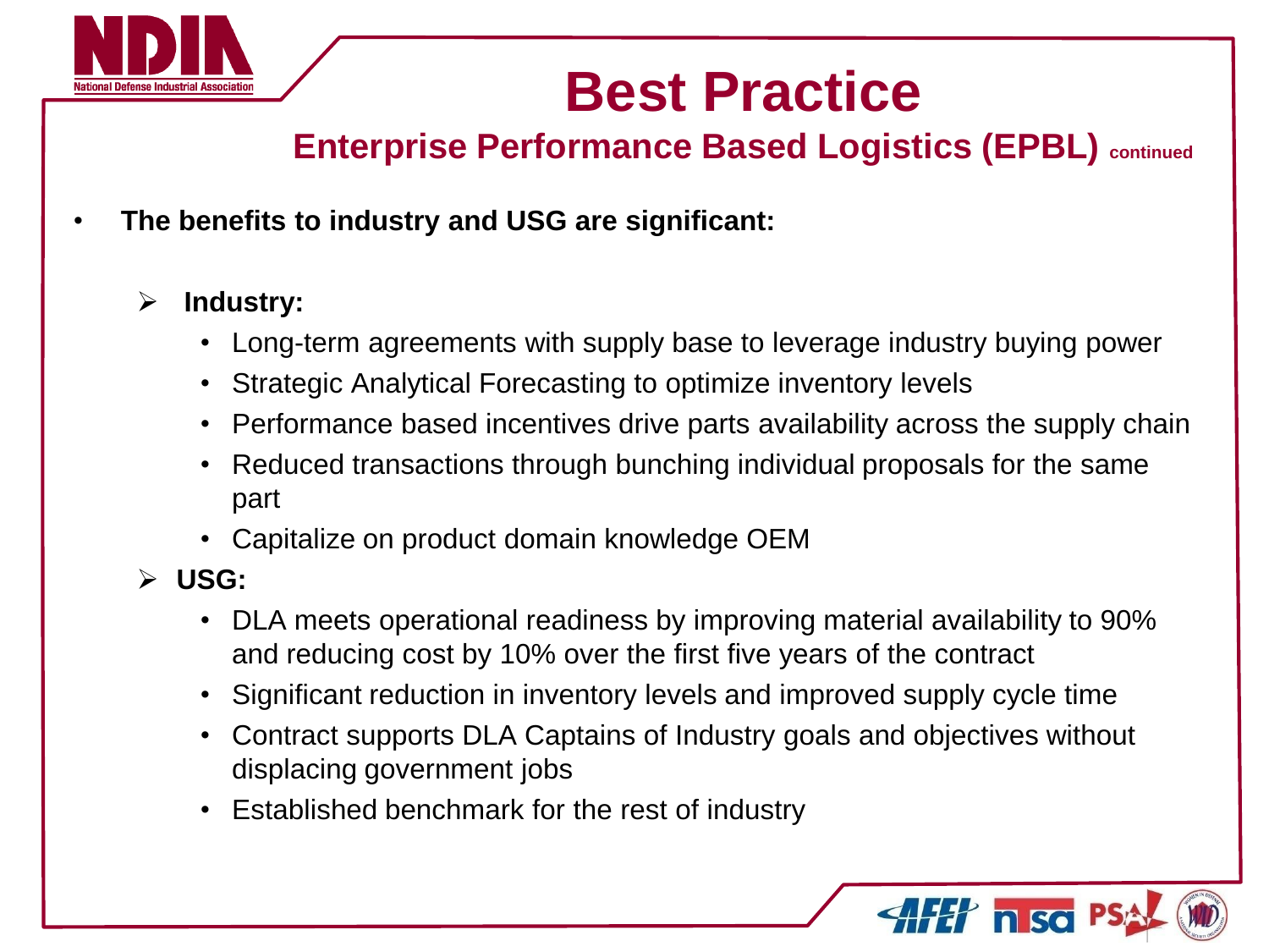# Best Practice

## Enterprise Performance Based Logistics (EPBL) continued

- **The benefits to industry and USG are significant:**
  - **Industry:**
    - Long-term agreements with supply base to leverage industry buying power
    - Strategic Analytical Forecasting to optimize inventory levels
    - Performance based incentives drive parts availability across the supply chain
    - Reduced transactions through bunching individual proposals for the same part
    - Capitalize on product domain knowledge OEM
  - **USG:**
    - DLA meets operational readiness by improving material availability to 90% and reducing cost by 10% over the first five years of the contract
    - Significant reduction in inventory levels and improved supply cycle time
    - Contract supports DLA Captains of Industry goals and objectives without displacing government jobs
    - Established benchmark for the rest of industry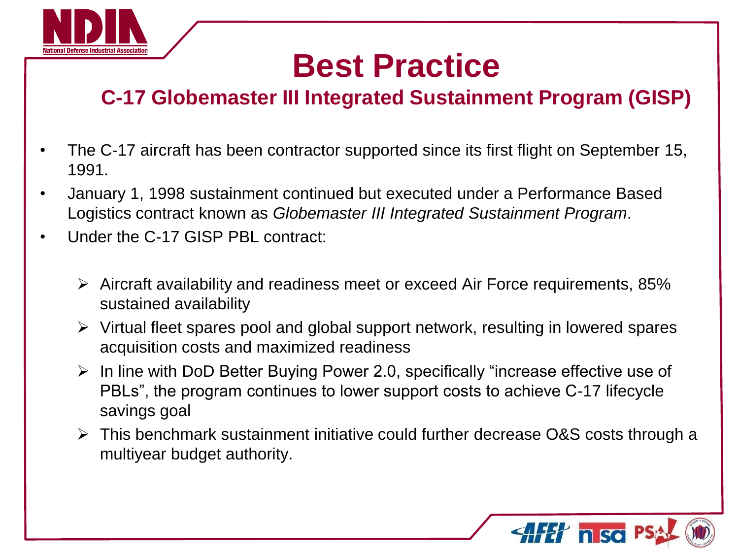# Best Practice

## C-17 Globemaster III Integrated Sustainment Program (GISP)

- The C-17 aircraft has been contractor supported since its first flight on September 15, 1991.
- January 1, 1998 sustainment continued but executed under a Performance Based Logistics contract known as *Globemaster III Integrated Sustainment Program*.
- Under the C-17 GISP PBL contract:
  - Aircraft availability and readiness meet or exceed Air Force requirements, 85% sustained availability
  - Virtual fleet spares pool and global support network, resulting in lowered spares acquisition costs and maximized readiness
  - In line with DoD Better Buying Power 2.0, specifically "increase effective use of PBLs", the program continues to lower support costs to achieve C-17 lifecycle savings goal
  - This benchmark sustainment initiative could further decrease O&S costs through a multiyear budget authority.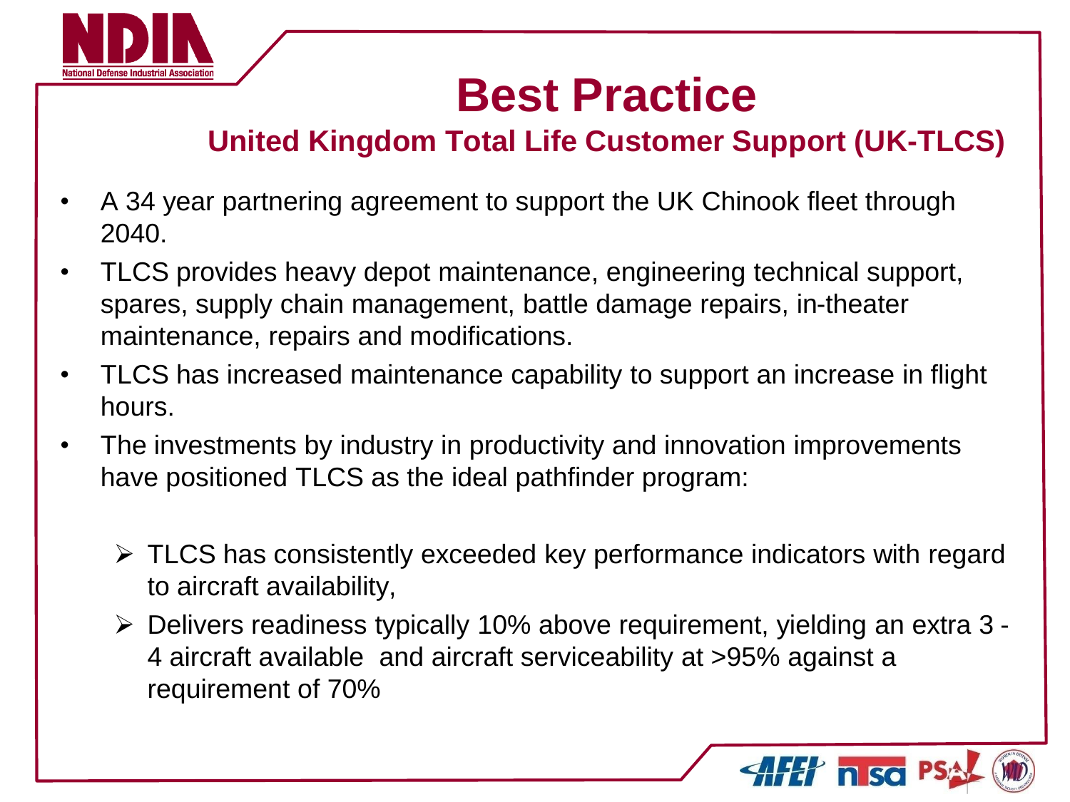# Best Practice

## United Kingdom Total Life Customer Support (UK-TLCS)

- A 34 year partnering agreement to support the UK Chinook fleet through 2040.
- TLCS provides heavy depot maintenance, engineering technical support, spares, supply chain management, battle damage repairs, in-theater maintenance, repairs and modifications.
- TLCS has increased maintenance capability to support an increase in flight hours.
- The investments by industry in productivity and innovation improvements have positioned TLCS as the ideal pathfinder program:
  - TLCS has consistently exceeded key performance indicators with regard to aircraft availability,
  - Delivers readiness typically 10% above requirement, yielding an extra 3 - 4 aircraft available and aircraft serviceability at >95% against a requirement of 70%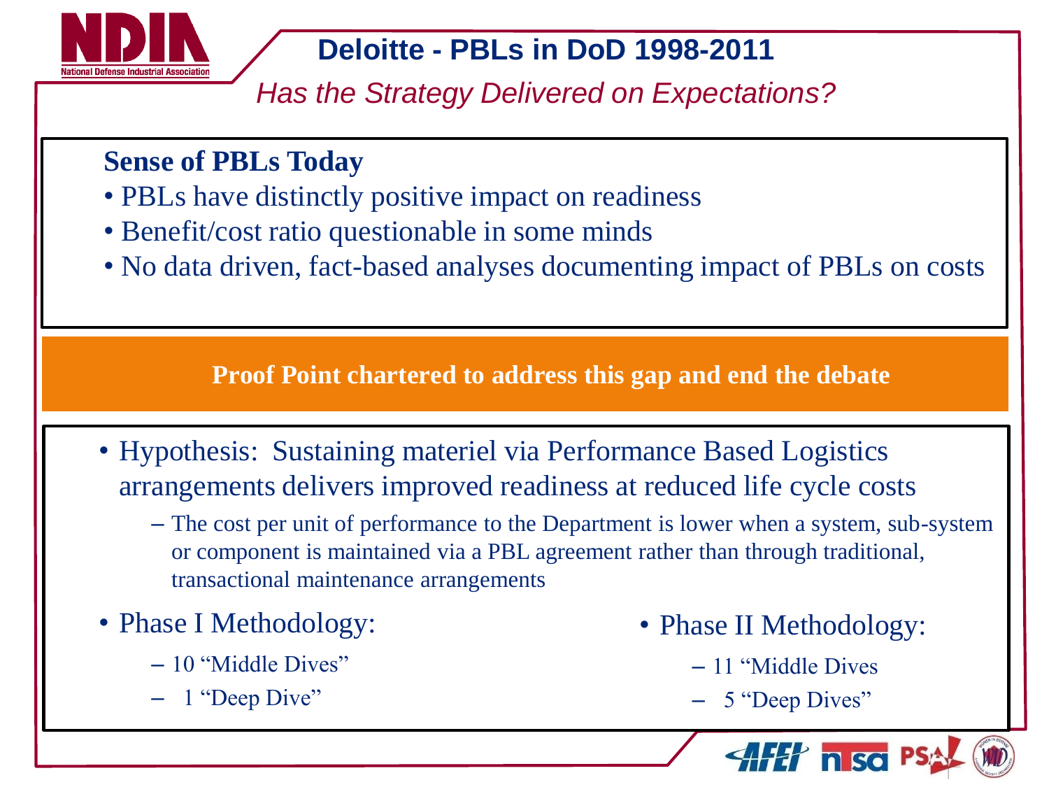# Deloitte - PBLs in DoD 1998-2011

*Has the Strategy Delivered on Expectations?*

**Sense of PBLs Today**

- PBLs have distinctly positive impact on readiness
- Benefit/cost ratio questionable in some minds
- No data driven, fact-based analyses documenting impact of PBLs on costs

**Proof Point chartered to address this gap and end the debate**

- Hypothesis: Sustaining materiel via Performance Based Logistics arrangements delivers improved readiness at reduced life cycle costs
  - The cost per unit of performance to the Department is lower when a system, sub-system or component is maintained via a PBL agreement rather than through traditional, transactional maintenance arrangements
- Phase I Methodology:
  - 10 “Middle Dives”
  - 1 “Deep Dive”
- Phase II Methodology:
  - 11 “Middle Dives
  - 5 “Deep Dives”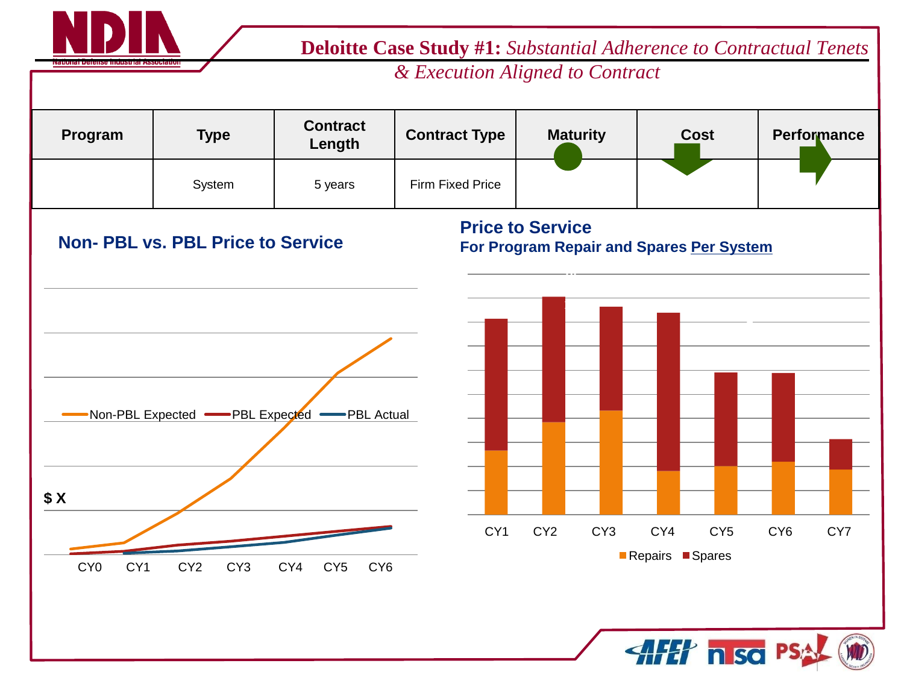## Deloitte Case Study #1: *Substantial Adherence to Contractual Tenets & Execution Aligned to Contract*

| Program | Type | Contract Length | Contract Type | Maturity | Cost | Performance |
|---|---|---|---|---|---|---|
| | System | 5 years | Firm Fixed Price | | | |

### Non- PBL vs. PBL Price to Service

Non-PBL Expected — PBL Expected — PBL Actual

$ X

CY0 CY1 CY2 CY3 CY4 CY5 CY6

### Price to Service

**For Program Repair and Spares Per System**

CY1 CY2 CY3 CY4 CY5 CY6 CY7

Repairs Spares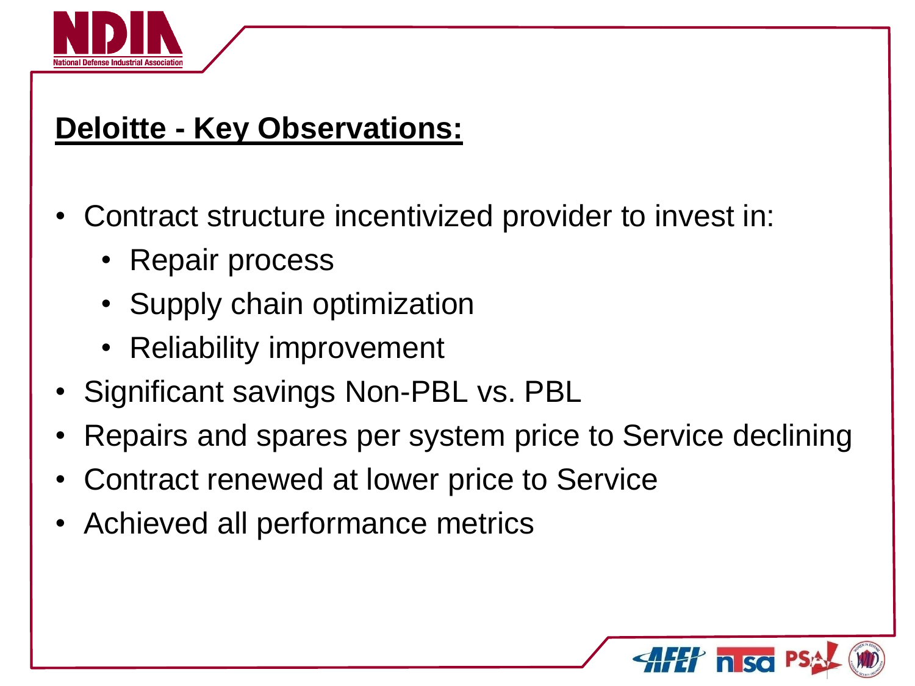## Deloitte - Key Observations:

- Contract structure incentivized provider to invest in:
  - Repair process
  - Supply chain optimization
  - Reliability improvement
- Significant savings Non-PBL vs. PBL
- Repairs and spares per system price to Service declining
- Contract renewed at lower price to Service
- Achieved all performance metrics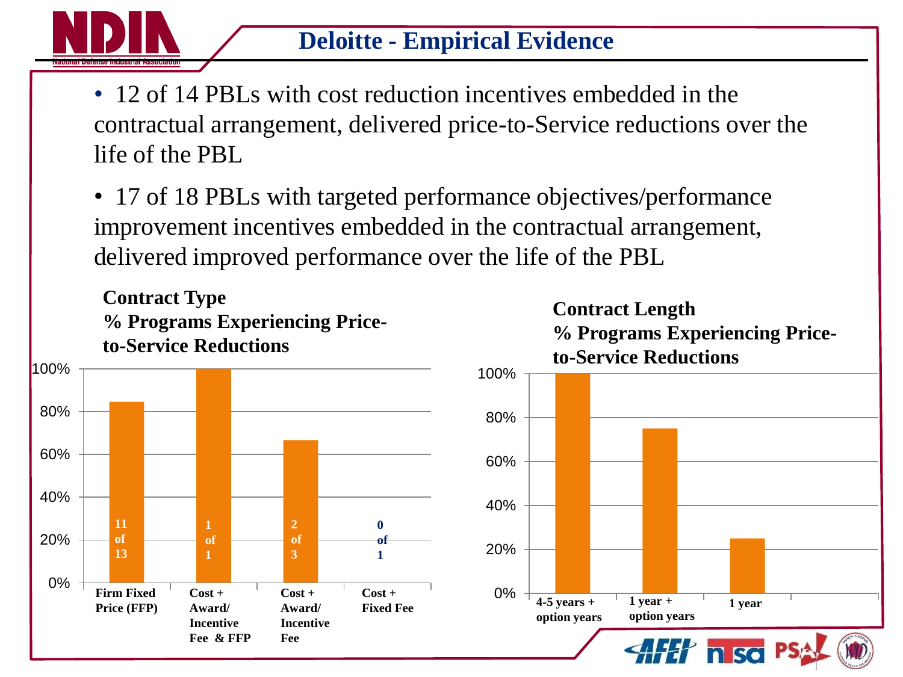## Deloitte - Empirical Evidence

- 12 of 14 PBLs with cost reduction incentives embedded in the contractual arrangement, delivered price-to-Service reductions over the life of the PBL
- 17 of 18 PBLs with targeted performance objectives/performance improvement incentives embedded in the contractual arrangement, delivered improved performance over the life of the PBL

**Contract Type**
**% Programs Experiencing Price-to-Service Reductions**

| Contract Type | % Programs | Count |
|---|---|---|
| Firm Fixed Price (FFP) | ~85% | 11 of 13 |
| Cost + Award/ Incentive Fee & FFP | 100% | 1 of 1 |
| Cost + Award/ Incentive Fee | ~67% | 2 of 3 |
| Cost + Fixed Fee | 0% | 0 of 1 |

**Contract Length**
**% Programs Experiencing Price-to-Service Reductions**

| Contract Length | % Programs |
|---|---|
| 4-5 years + option years | 100% |
| 1 year + option years | 75% |
| 1 year | 25% |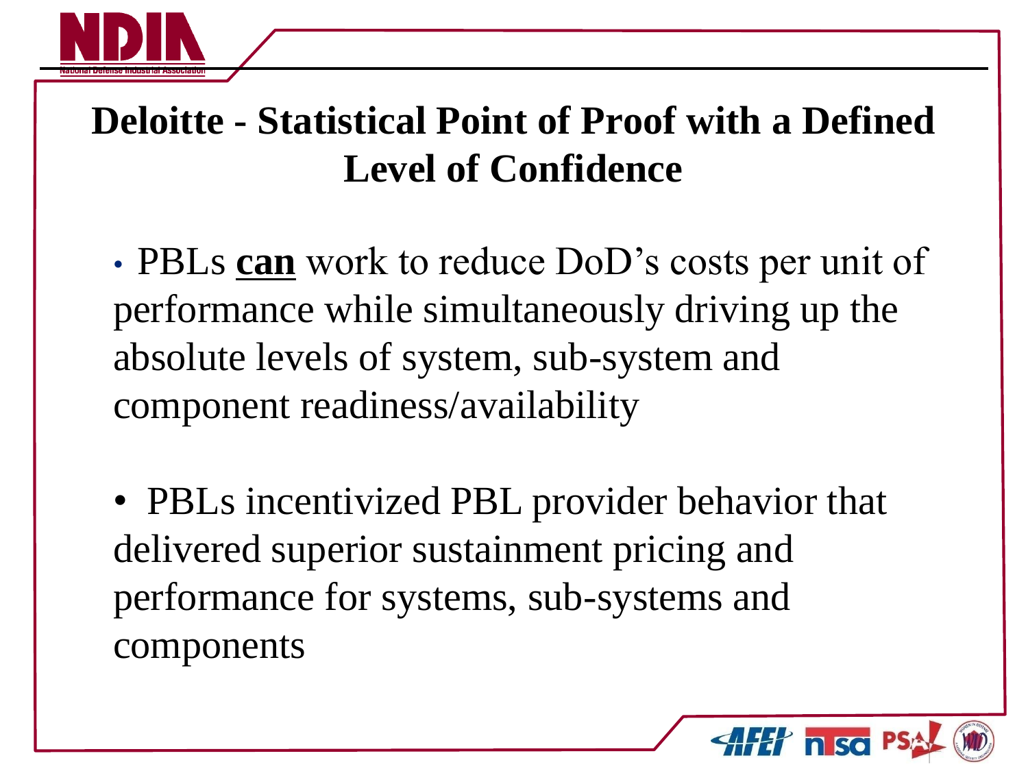# Deloitte - Statistical Point of Proof with a Defined Level of Confidence

- PBLs **can** work to reduce DoD's costs per unit of performance while simultaneously driving up the absolute levels of system, sub-system and component readiness/availability

- PBLs incentivized PBL provider behavior that delivered superior sustainment pricing and performance for systems, sub-systems and components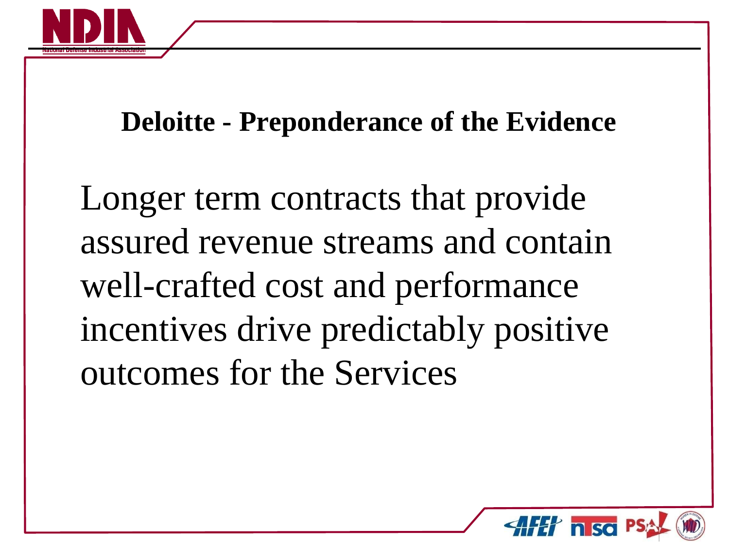## Deloitte - Preponderance of the Evidence

Longer term contracts that provide assured revenue streams and contain well-crafted cost and performance incentives drive predictably positive outcomes for the Services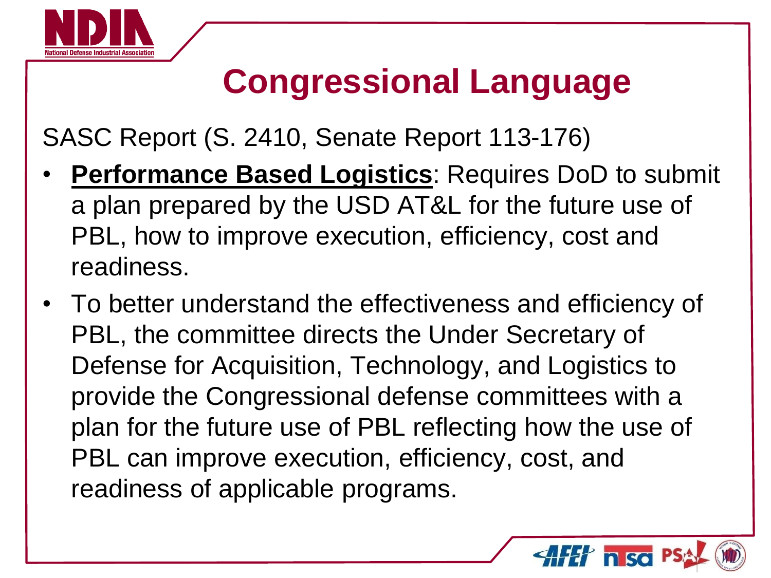# Congressional Language

SASC Report (S. 2410, Senate Report 113-176)

- **Performance Based Logistics**: Requires DoD to submit a plan prepared by the USD AT&L for the future use of PBL, how to improve execution, efficiency, cost and readiness.
- To better understand the effectiveness and efficiency of PBL, the committee directs the Under Secretary of Defense for Acquisition, Technology, and Logistics to provide the Congressional defense committees with a plan for the future use of PBL reflecting how the use of PBL can improve execution, efficiency, cost, and readiness of applicable programs.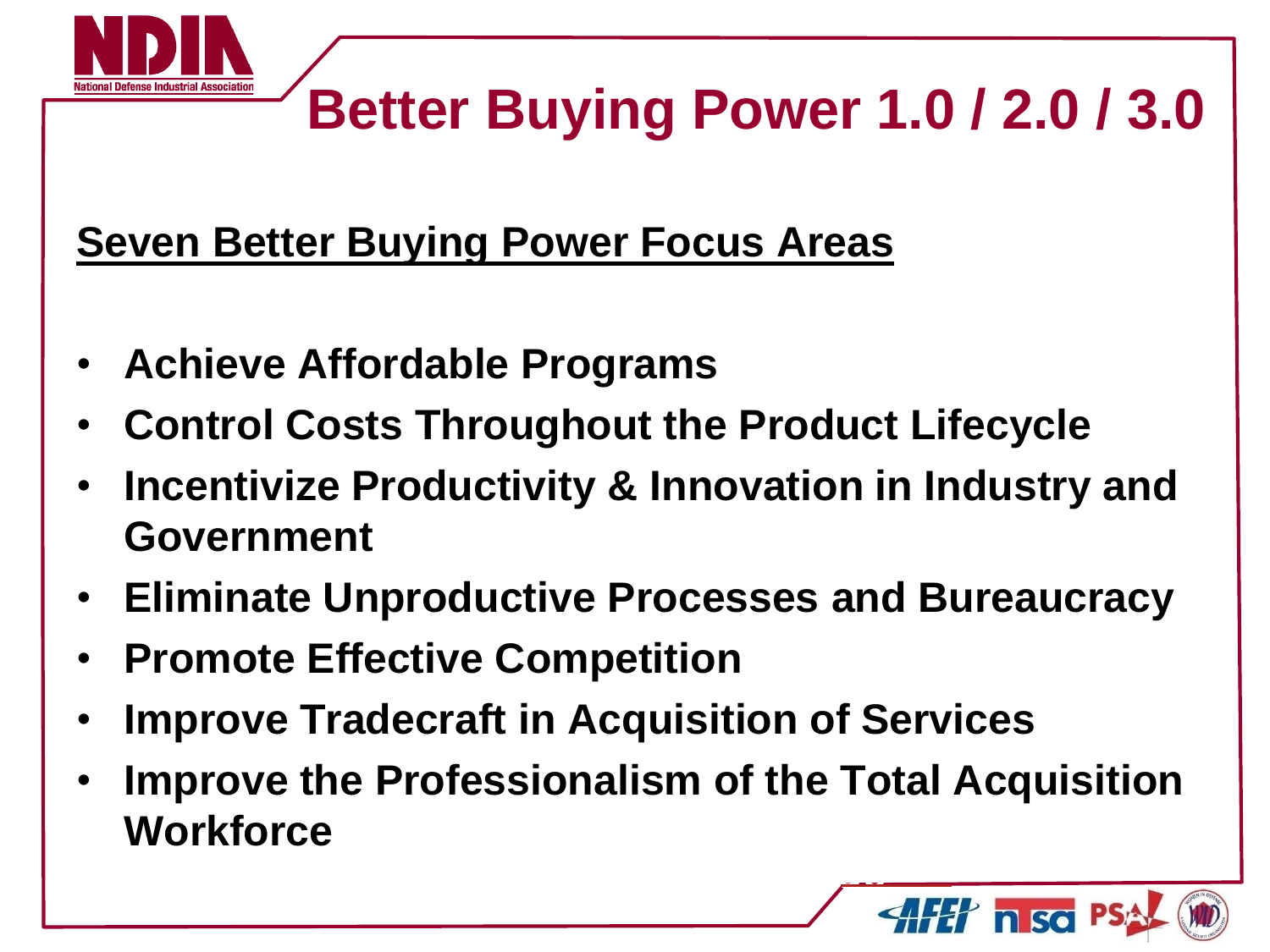# Better Buying Power 1.0 / 2.0 / 3.0

**Seven Better Buying Power Focus Areas**

- **Achieve Affordable Programs**
- **Control Costs Throughout the Product Lifecycle**
- **Incentivize Productivity & Innovation in Industry and Government**
- **Eliminate Unproductive Processes and Bureaucracy**
- **Promote Effective Competition**
- **Improve Tradecraft in Acquisition of Services**
- **Improve the Professionalism of the Total Acquisition Workforce**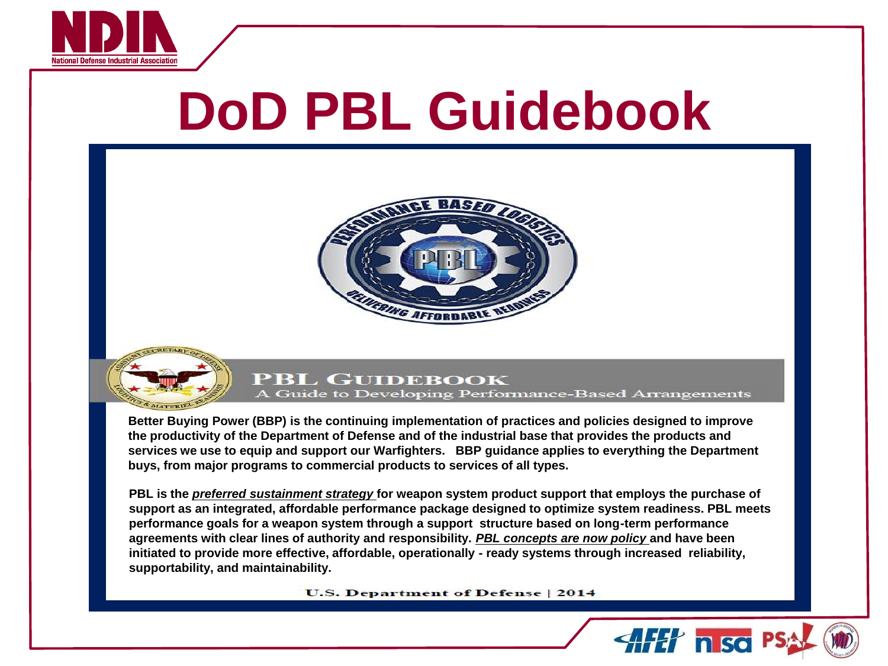# DoD PBL Guidebook

PBL GUIDEBOOK
A Guide to Developing Performance-Based Arrangements

**Better Buying Power (BBP) is the continuing implementation of practices and policies designed to improve the productivity of the Department of Defense and of the industrial base that provides the products and services we use to equip and support our Warfighters. BBP guidance applies to everything the Department buys, from major programs to commercial products to services of all types.**

**PBL is the *preferred sustainment strategy* for weapon system product support that employs the purchase of support as an integrated, affordable performance package designed to optimize system readiness. PBL meets performance goals for a weapon system through a support structure based on long-term performance agreements with clear lines of authority and responsibility. *PBL concepts are now policy* and have been initiated to provide more effective, affordable, operationally - ready systems through increased reliability, supportability, and maintainability.**

U.S. Department of Defense | 2014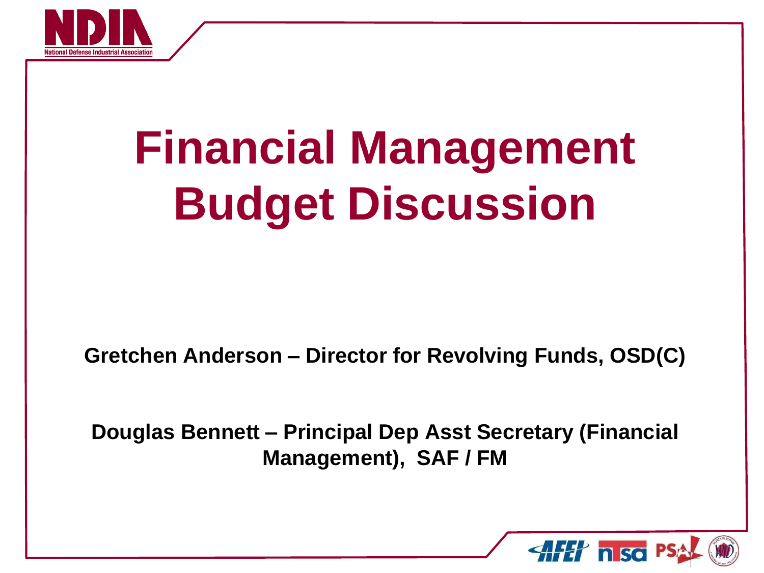# Financial Management Budget Discussion

**Gretchen Anderson – Director for Revolving Funds, OSD(C)**

**Douglas Bennett – Principal Dep Asst Secretary (Financial Management), SAF / FM**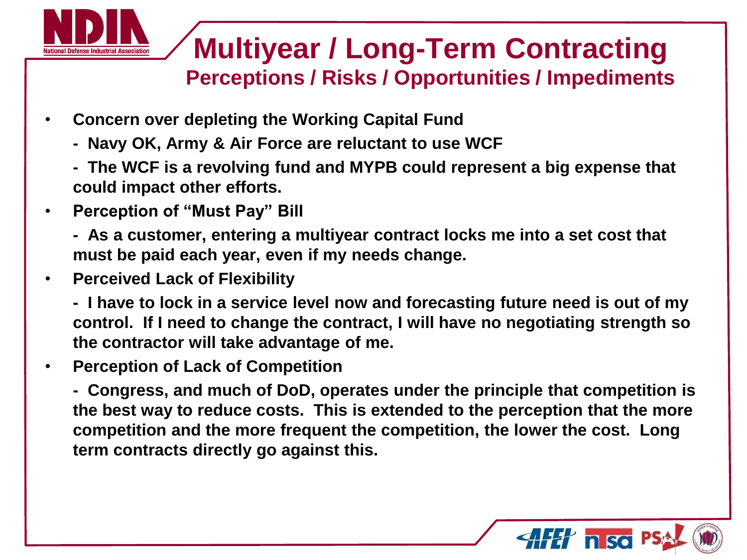# Multiyear / Long-Term Contracting

## Perceptions / Risks / Opportunities / Impediments

- **Concern over depleting the Working Capital Fund**

  **- Navy OK, Army & Air Force are reluctant to use WCF**

  **- The WCF is a revolving fund and MYPB could represent a big expense that could impact other efforts.**

- **Perception of "Must Pay" Bill**

  **- As a customer, entering a multiyear contract locks me into a set cost that must be paid each year, even if my needs change.**

- **Perceived Lack of Flexibility**

  **- I have to lock in a service level now and forecasting future need is out of my control. If I need to change the contract, I will have no negotiating strength so the contractor will take advantage of me.**

- **Perception of Lack of Competition**

  **- Congress, and much of DoD, operates under the principle that competition is the best way to reduce costs. This is extended to the perception that the more competition and the more frequent the competition, the lower the cost. Long term contracts directly go against this.**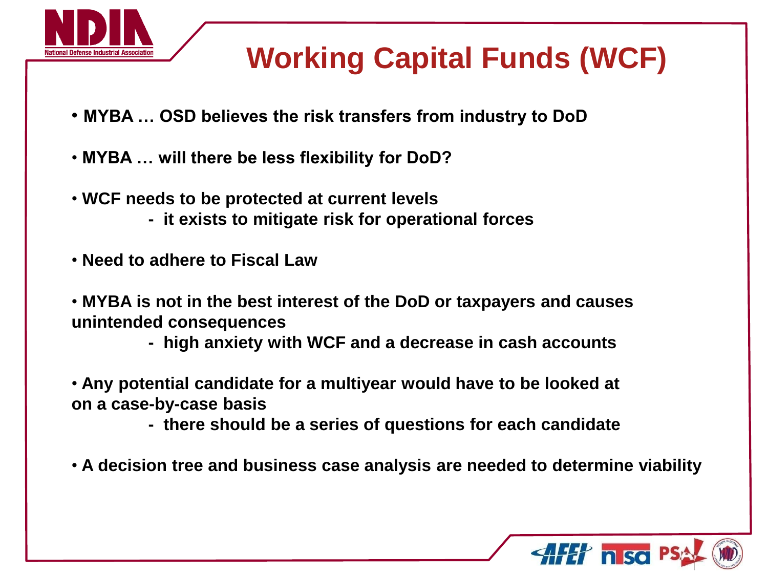# Working Capital Funds (WCF)

- **MYBA … OSD believes the risk transfers from industry to DoD**
- **MYBA … will there be less flexibility for DoD?**
- **WCF needs to be protected at current levels**
  - **it exists to mitigate risk for operational forces**
- **Need to adhere to Fiscal Law**
- **MYBA is not in the best interest of the DoD or taxpayers and causes unintended consequences**
  - **high anxiety with WCF and a decrease in cash accounts**
- **Any potential candidate for a multiyear would have to be looked at on a case-by-case basis**
  - **there should be a series of questions for each candidate**
- **A decision tree and business case analysis are needed to determine viability**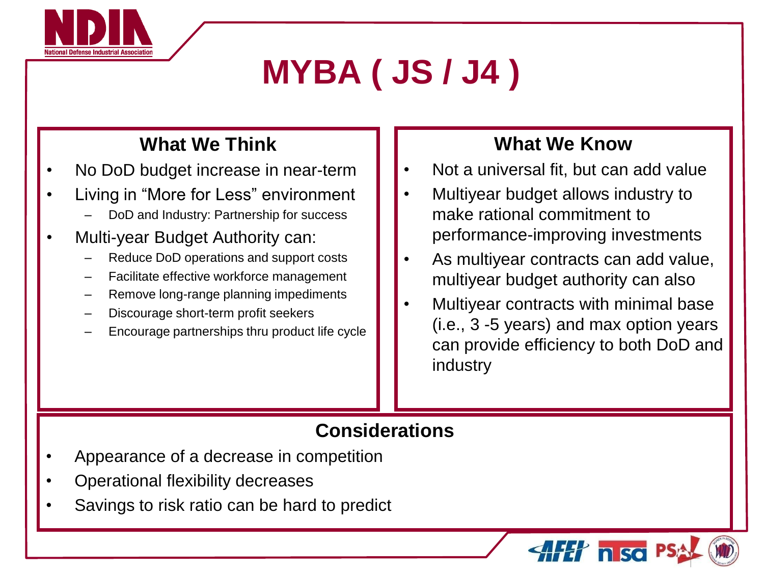# MYBA ( JS / J4 )

## What We Think

- No DoD budget increase in near-term
- Living in "More for Less" environment
  - DoD and Industry: Partnership for success
- Multi-year Budget Authority can:
  - Reduce DoD operations and support costs
  - Facilitate effective workforce management
  - Remove long-range planning impediments
  - Discourage short-term profit seekers
  - Encourage partnerships thru product life cycle

## What We Know

- Not a universal fit, but can add value
- Multiyear budget allows industry to make rational commitment to performance-improving investments
- As multiyear contracts can add value, multiyear budget authority can also
- Multiyear contracts with minimal base (i.e., 3 -5 years) and max option years can provide efficiency to both DoD and industry

## Considerations

- Appearance of a decrease in competition
- Operational flexibility decreases
- Savings to risk ratio can be hard to predict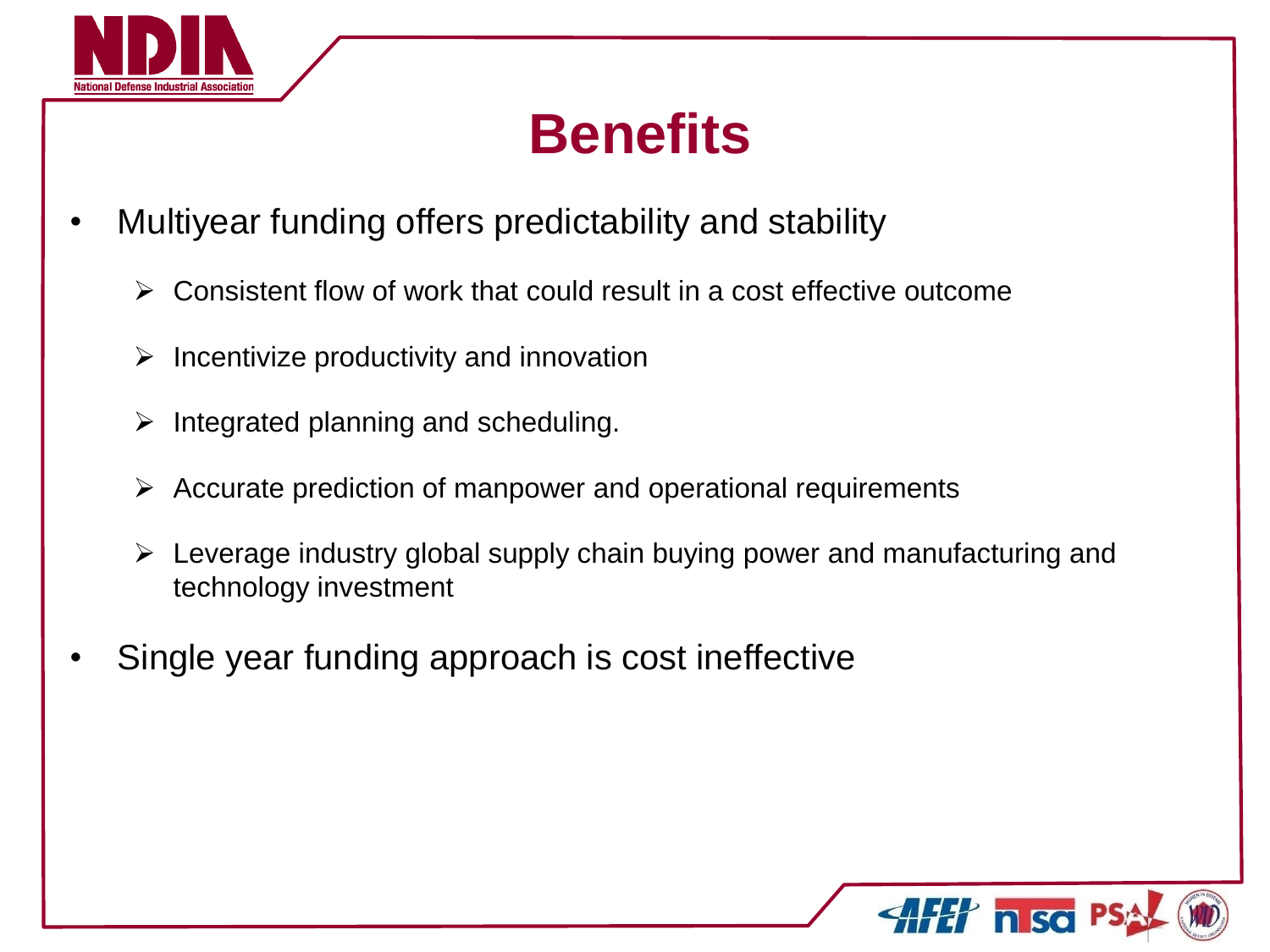# Benefits

- Multiyear funding offers predictability and stability
  - Consistent flow of work that could result in a cost effective outcome
  - Incentivize productivity and innovation
  - Integrated planning and scheduling.
  - Accurate prediction of manpower and operational requirements
  - Leverage industry global supply chain buying power and manufacturing and technology investment
- Single year funding approach is cost ineffective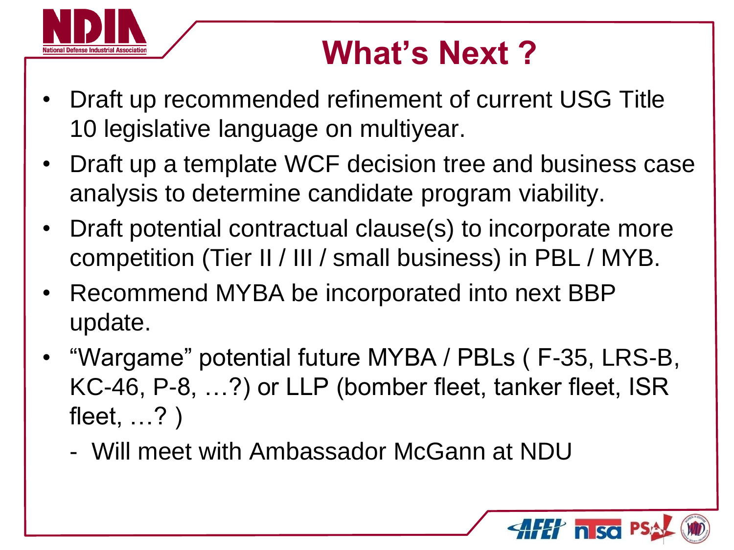# What's Next ?

- Draft up recommended refinement of current USG Title 10 legislative language on multiyear.
- Draft up a template WCF decision tree and business case analysis to determine candidate program viability.
- Draft potential contractual clause(s) to incorporate more competition (Tier II / III / small business) in PBL / MYB.
- Recommend MYBA be incorporated into next BBP update.
- "Wargame" potential future MYBA / PBLs ( F-35, LRS-B, KC-46, P-8, …?) or LLP (bomber fleet, tanker fleet, ISR fleet, …? )
  - Will meet with Ambassador McGann at NDU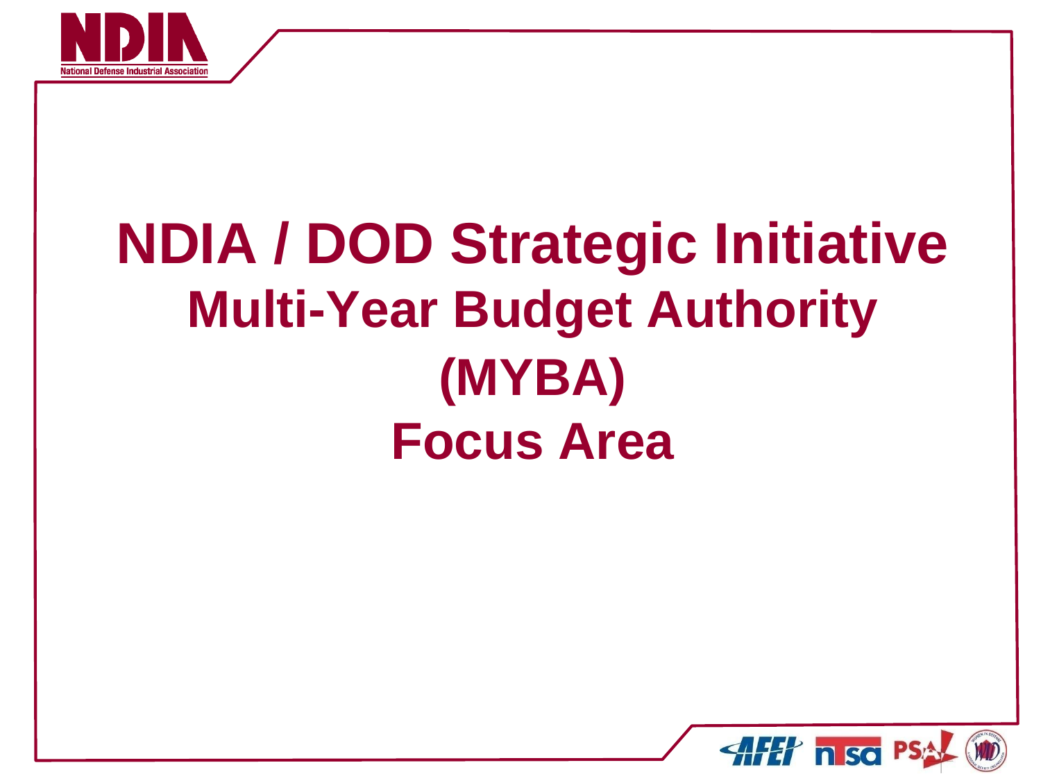# NDIA / DOD Strategic Initiative

## Multi-Year Budget Authority (MYBA) Focus Area